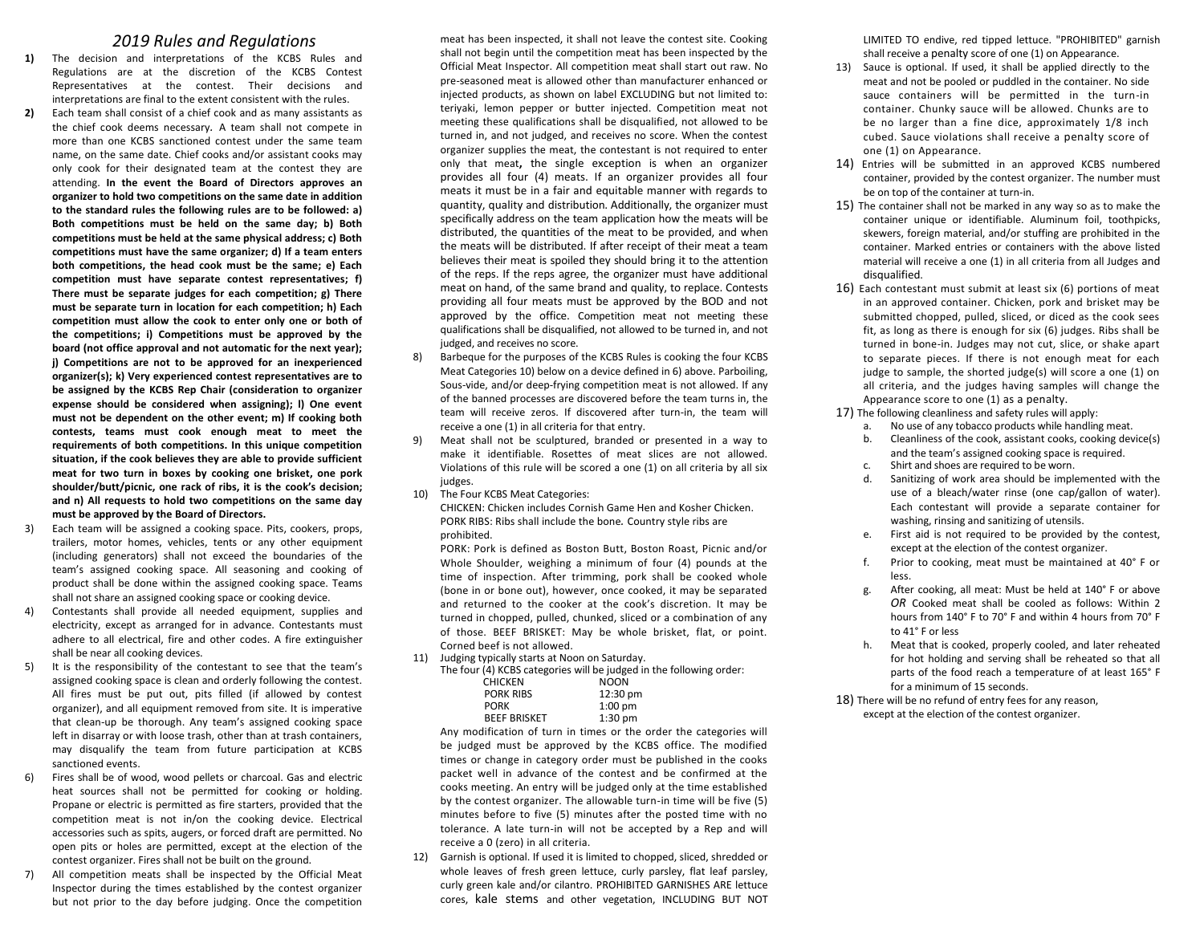# *2019 Rules and Regulations*

**1)** The decision and interpretations of the KCBS Rules and Regulations are at the discretion of the KCBS Contest Representatives at the contest. Their decisions and interpretations are final to the extent consistent with the rules.

**2)** Each team shall consist of a chief cook and as many assistants as the chief cook deems necessary. A team shall not compete in more than one KCBS sanctioned contest under the same team name, on the same date. Chief cooks and/or assistant cooks may only cook for their designated team at the contest they are attending. **In the event the Board of Directors approves an organizer to hold two competitions on the same date in addition to the standard rules the following rules are to be followed: a) Both competitions must be held on the same day; b) Both competitions must be held at the same physical address; c) Both competitions must have the same organizer; d) If a team enters both competitions, the head cook must be the same; e) Each competition must have separate contest representatives; f) There must be separate judges for each competition; g) There must be separate turn in location for each competition; h) Each competition must allow the cook to enter only one or both of the competitions; i) Competitions must be approved by the board (not office approval and not automatic for the next year); j) Competitions are not to be approved for an inexperienced organizer(s); k) Very experienced contest representatives are to be assigned by the KCBS Rep Chair (consideration to organizer expense should be considered when assigning); l) One event must not be dependent on the other event; m) If cooking both contests, teams must cook enough meat to meet the requirements of both competitions. In this unique competition situation, if the cook believes they are able to provide sufficient meat for two turn in boxes by cooking one brisket, one pork shoulder/butt/picnic, one rack of ribs, it is the cook's decision; and n) All requests to hold two competitions on the same day must be approved by the Board of Directors.**

3) Each team will be assigned a cooking space. Pits, cookers, props, trailers, motor homes, vehicles, tents or any other equipment (including generators) shall not exceed the boundaries of the team's assigned cooking space. All seasoning and cooking of product shall be done within the assigned cooking space. Teams shall not share an assigned cooking space or cooking device.

4) Contestants shall provide all needed equipment, supplies and electricity, except as arranged for in advance. Contestants must adhere to all electrical, fire and other codes. A fire extinguisher shall be near all cooking devices.

5) It is the responsibility of the contestant to see that the team's assigned cooking space is clean and orderly following the contest. All fires must be put out, pits filled (if allowed by contest organizer), and all equipment removed from site. It is imperative that clean-up be thorough. Any team's assigned cooking space left in disarray or with loose trash, other than at trash containers, may disqualify the team from future participation at KCBS sanctioned events.

6) Fires shall be of wood, wood pellets or charcoal. Gas and electric heat sources shall not be permitted for cooking or holding. Propane or electric is permitted as fire starters, provided that the competition meat is not in/on the cooking device. Electrical accessories such as spits, augers, or forced draft are permitted. No open pits or holes are permitted, except at the election of the contest organizer. Fires shall not be built on the ground.

7) All competition meats shall be inspected by the Official Meat Inspector during the times established by the contest organizer but not prior to the day before judging. Once the competition meat has been inspected, it shall not leave the contest site. Cooking shall not begin until the competition meat has been inspected by the Official Meat Inspector. All competition meat shall start out raw. No pre-seasoned meat is allowed other than manufacturer enhanced or injected products, as shown on label EXCLUDING but not limited to: teriyaki, lemon pepper or butter injected. Competition meat not meeting these qualifications shall be disqualified, not allowed to be turned in, and not judged, and receives no score. When the contest organizer supplies the meat, the contestant is not required to enter only that meat**,** the single exception is when an organizer provides all four (4) meats. If an organizer provides all four meats it must be in a fair and equitable manner with regards to quantity, quality and distribution. Additionally, the organizer must specifically address on the team application how the meats will be distributed, the quantities of the meat to be provided, and when the meats will be distributed. If after receipt of their meat a team believes their meat is spoiled they should bring it to the attention of the reps. If the reps agree, the organizer must have additional meat on hand, of the same brand and quality, to replace. Contests providing all four meats must be approved by the BOD and not approved by the office. Competition meat not meeting these qualifications shall be disqualified, not allowed to be turned in, and not judged, and receives no score.

8) Barbeque for the purposes of the KCBS Rules is cooking the four KCBS Meat Categories 10) below on a device defined in 6) above. Parboiling, Sous-vide, and/or deep-frying competition meat is not allowed. If any of the banned processes are discovered before the team turns in, the team will receive zeros. If discovered after turn-in, the team will receive a one (1) in all criteria for that entry.

9) Meat shall not be sculptured, branded or presented in a way to make it identifiable. Rosettes of meat slices are not allowed. Violations of this rule will be scored a one (1) on all criteria by all six judges.

10) The Four KCBS Meat Categories:
CHICKEN: Chicken includes Cornish Game Hen and Kosher Chicken.
PORK RIBS: Ribs shall include the bone. Country style ribs are prohibited.
PORK: Pork is defined as Boston Butt, Boston Roast, Picnic and/or Whole Shoulder, weighing a minimum of four (4) pounds at the time of inspection. After trimming, pork shall be cooked whole (bone in or bone out), however, once cooked, it may be separated and returned to the cooker at the cook's discretion. It may be turned in chopped, pulled, chunked, sliced or a combination of any of those. BEEF BRISKET: May be whole brisket, flat, or point. Corned beef is not allowed.

11) Judging typically starts at Noon on Saturday.
The four (4) KCBS categories will be judged in the following order:

| | |
|---|---|
| CHICKEN | NOON |
| PORK RIBS | 12:30 pm |
| PORK | 1:00 pm |
| BEEF BRISKET | 1:30 pm |

Any modification of turn in times or the order the categories will be judged must be approved by the KCBS office. The modified times or change in category order must be published in the cooks packet well in advance of the contest and be confirmed at the cooks meeting. An entry will be judged only at the time established by the contest organizer. The allowable turn-in time will be five (5) minutes before to five (5) minutes after the posted time with no tolerance. A late turn-in will not be accepted by a Rep and will receive a 0 (zero) in all criteria.

12) Garnish is optional. If used it is limited to chopped, sliced, shredded or whole leaves of fresh green lettuce, curly parsley, flat leaf parsley, curly green kale and/or cilantro. PROHIBITED GARNISHES ARE lettuce cores, kale stems and other vegetation, INCLUDING BUT NOT LIMITED TO endive, red tipped lettuce. "PROHIBITED" garnish shall receive a penalty score of one (1) on Appearance.

13) Sauce is optional. If used, it shall be applied directly to the meat and not be pooled or puddled in the container. No side sauce containers will be permitted in the turn-in container. Chunky sauce will be allowed. Chunks are to be no larger than a fine dice, approximately 1/8 inch cubed. Sauce violations shall receive a penalty score of one (1) on Appearance.

14) Entries will be submitted in an approved KCBS numbered container, provided by the contest organizer. The number must be on top of the container at turn-in.

15) The container shall not be marked in any way so as to make the container unique or identifiable. Aluminum foil, toothpicks, skewers, foreign material, and/or stuffing are prohibited in the container. Marked entries or containers with the above listed material will receive a one (1) in all criteria from all Judges and disqualified.

16) Each contestant must submit at least six (6) portions of meat in an approved container. Chicken, pork and brisket may be submitted chopped, pulled, sliced, or diced as the cook sees fit, as long as there is enough for six (6) judges. Ribs shall be turned in bone-in. Judges may not cut, slice, or shake apart to separate pieces. If there is not enough meat for each judge to sample, the shorted judge(s) will score a one (1) on all criteria, and the judges having samples will change the Appearance score to one (1) as a penalty.

17) The following cleanliness and safety rules will apply:

a. No use of any tobacco products while handling meat.
b. Cleanliness of the cook, assistant cooks, cooking device(s) and the team's assigned cooking space is required.
c. Shirt and shoes are required to be worn.
d. Sanitizing of work area should be implemented with the use of a bleach/water rinse (one cap/gallon of water). Each contestant will provide a separate container for washing, rinsing and sanitizing of utensils.
e. First aid is not required to be provided by the contest, except at the election of the contest organizer.
f. Prior to cooking, meat must be maintained at 40° F or less.
g. After cooking, all meat: Must be held at 140° F or above *OR* Cooked meat shall be cooled as follows: Within 2 hours from 140° F to 70° F and within 4 hours from 70° F to 41° F or less
h. Meat that is cooked, properly cooled, and later reheated for hot holding and serving shall be reheated so that all parts of the food reach a temperature of at least 165° F for a minimum of 15 seconds.

18) There will be no refund of entry fees for any reason, except at the election of the contest organizer.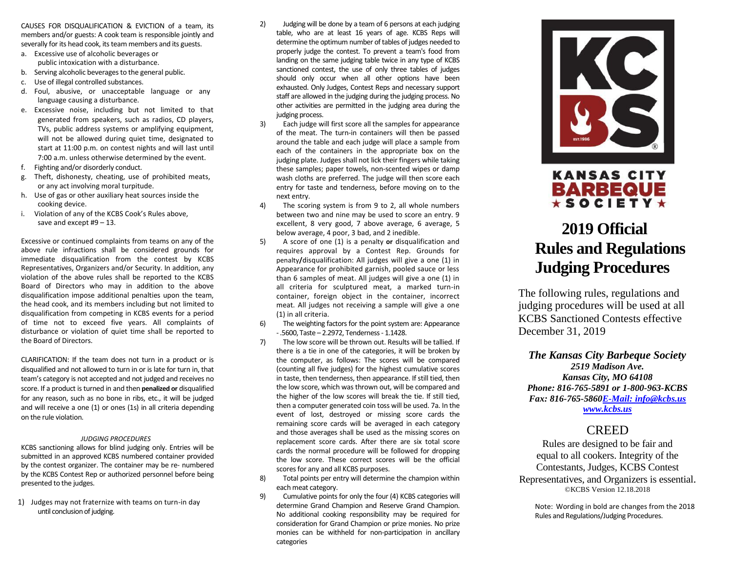CAUSES FOR DISQUALIFICATION & EVICTION of a team, its members and/or guests: A cook team is responsible jointly and severally for its head cook, its team members and its guests.

a. Excessive use of alcoholic beverages or public intoxication with a disturbance.
b. Serving alcoholic beverages to the general public.
c. Use of illegal controlled substances.
d. Foul, abusive, or unacceptable language or any language causing a disturbance.
e. Excessive noise, including but not limited to that generated from speakers, such as radios, CD players, TVs, public address systems or amplifying equipment, will not be allowed during quiet time, designated to start at 11:00 p.m. on contest nights and will last until 7:00 a.m. unless otherwise determined by the event.
f. Fighting and/or disorderly conduct.
g. Theft, dishonesty, cheating, use of prohibited meats, or any act involving moral turpitude.
h. Use of gas or other auxiliary heat sources inside the cooking device.
i. Violation of any of the KCBS Cook's Rules above, save and except #9 – 13.

Excessive or continued complaints from teams on any of the above rule infractions shall be considered grounds for immediate disqualification from the contest by KCBS Representatives, Organizers and/or Security. In addition, any violation of the above rules shall be reported to the KCBS Board of Directors who may in addition to the above disqualification impose additional penalties upon the team, the head cook, and its members including but not limited to disqualification from competing in KCBS events for a period of time not to exceed five years. All complaints of disturbance or violation of quiet time shall be reported to the Board of Directors.

CLARIFICATION: If the team does not turn in a product or is disqualified and not allowed to turn in or is late for turn in, that team's category is not accepted and not judged and receives no score. If a product is turned in and then **penalized or** disqualified for any reason, such as no bone in ribs, etc., it will be judged and will receive a one (1) or ones (1s) in all criteria depending on the rule violation.

*JUDGING PROCEDURES*

KCBS sanctioning allows for blind judging only. Entries will be submitted in an approved KCBS numbered container provided by the contest organizer. The container may be re- numbered by the KCBS Contest Rep or authorized personnel before being presented to the judges.

1) Judges may not fraternize with teams on turn-in day until conclusion of judging.
2) Judging will be done by a team of 6 persons at each judging table, who are at least 16 years of age. KCBS Reps will determine the optimum number of tables of judges needed to properly judge the contest. To prevent a team's food from landing on the same judging table twice in any type of KCBS sanctioned contest, the use of only three tables of judges should only occur when all other options have been exhausted. Only Judges, Contest Reps and necessary support staff are allowed in the judging during the judging process. No other activities are permitted in the judging area during the judging process.
3) Each judge will first score all the samples for appearance of the meat. The turn-in containers will then be passed around the table and each judge will place a sample from each of the containers in the appropriate box on the judging plate. Judges shall not lick their fingers while taking these samples; paper towels, non-scented wipes or damp wash cloths are preferred. The judge will then score each entry for taste and tenderness, before moving on to the next entry.
4) The scoring system is from 9 to 2, all whole numbers between two and nine may be used to score an entry. 9 excellent, 8 very good, 7 above average, 6 average, 5 below average, 4 poor, 3 bad, and 2 inedible.
5) A score of one (1) is a penalty **or** disqualification and requires approval by a Contest Rep. Grounds for penalty**/**disqualification: All judges will give a one (1) in Appearance for prohibited garnish, pooled sauce or less than 6 samples of meat. All judges will give a one (1) in all criteria for sculptured meat, a marked turn-in container, foreign object in the container, incorrect meat. All judges not receiving a sample will give a one (1) in all criteria.
6) The weighting factors for the point system are: Appearance - .5600, Taste – 2.2972, Tenderness - 1.1428.
7) The low score will be thrown out. Results will be tallied. If there is a tie in one of the categories, it will be broken by the computer, as follows: The scores will be compared (counting all five judges) for the highest cumulative scores in taste, then tenderness, then appearance. If still tied, then the low score, which was thrown out, will be compared and the higher of the low scores will break the tie. If still tied, then a computer generated coin toss will be used. 7a. In the event of lost, destroyed or missing score cards the remaining score cards will be averaged in each category and those averages shall be used as the missing scores on replacement score cards. After there are six total score cards the normal procedure will be followed for dropping the low score. These correct scores will be the official scores for any and all KCBS purposes.
8) Total points per entry will determine the champion within each meat category.
9) Cumulative points for only the four (4) KCBS categories will determine Grand Champion and Reserve Grand Champion. No additional cooking responsibility may be required for consideration for Grand Champion or prize monies. No prize monies can be withheld for non-participation in ancillary categories

KANSAS CITY BARBEQUE SOCIETY

# 2019 Official Rules and Regulations Judging Procedures

The following rules, regulations and judging procedures will be used at all KCBS Sanctioned Contests effective December 31, 2019

***The Kansas City Barbeque Society***
***2519 Madison Ave.***
***Kansas City, MO 64108***
***Phone: 816-765-5891 or 1-800-963-KCBS***
***Fax: 816-765-5860E-Mail: info@kcbs.us***
***www.kcbs.us***

## CREED

Rules are designed to be fair and equal to all cookers. Integrity of the Contestants, Judges, KCBS Contest Representatives, and Organizers is essential.

©KCBS Version 12.18.2018

Note: Wording in bold are changes from the 2018 Rules and Regulations/Judging Procedures.